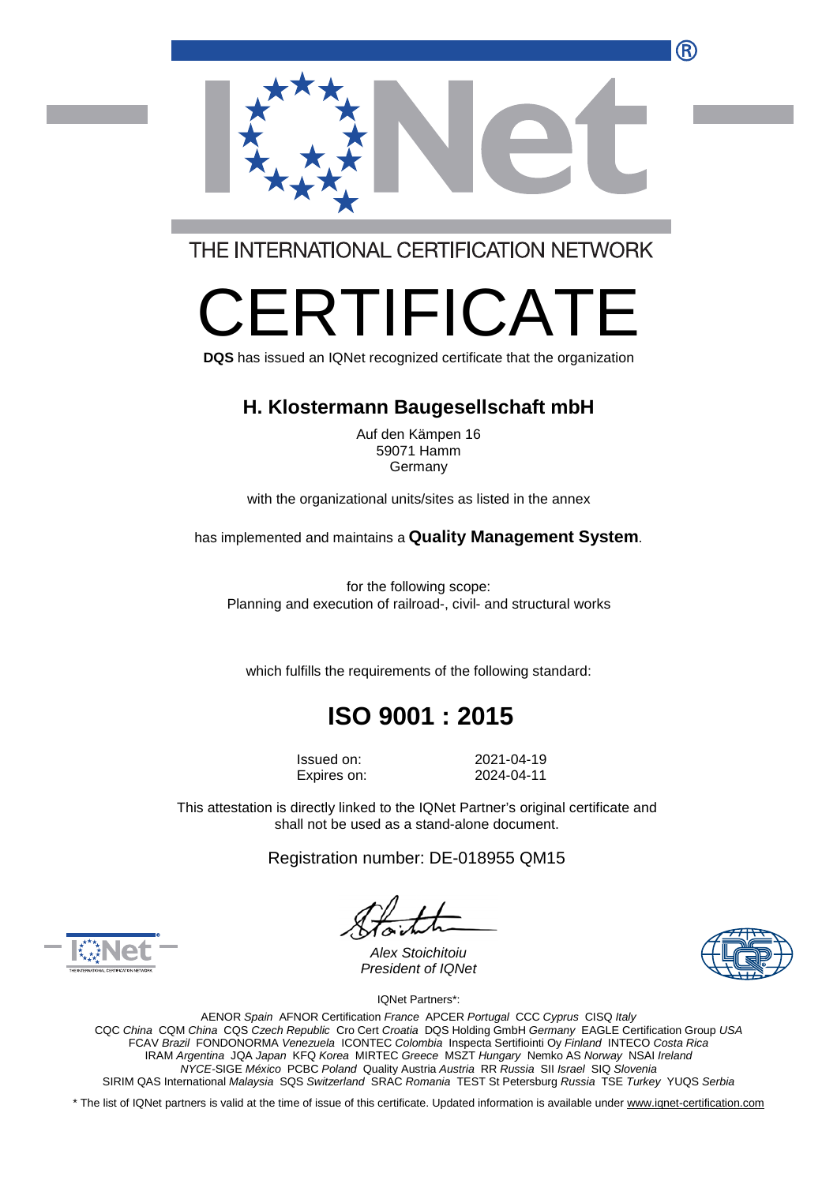THE INTERNATIONAL CERTIFICATION NETWORK

# CERTIFICATE

**DQS** has issued an IQNet recognized certificate that the organization

## H. Klostermann Baugesellschaft mbH

Auf den Kämpen 16
59071 Hamm
Germany

with the organizational units/sites as listed in the annex

has implemented and maintains a **Quality Management System**.

for the following scope:
Planning and execution of railroad-, civil- and structural works

which fulfills the requirements of the following standard:

## ISO 9001 : 2015

| Issued on: | 2021-04-19 |
|---|---|
| Expires on: | 2024-04-11 |

This attestation is directly linked to the IQNet Partner's original certificate and shall not be used as a stand-alone document.

Registration number: DE-018955 QM15

*Alex Stoichitoiu*
*President of IQNet*

IQNet Partners*:

AENOR *Spain* AFNOR Certification *France* APCER *Portugal* CCC *Cyprus* CISQ *Italy*
CQC *China* CQM *China* CQS *Czech Republic* Cro Cert *Croatia* DQS Holding GmbH *Germany* EAGLE Certification Group *USA*
FCAV *Brazil* FONDONORMA *Venezuela* ICONTEC *Colombia* Inspecta Sertifiointi Oy *Finland* INTECO *Costa Rica*
IRAM *Argentina* JQA *Japan* KFQ *Korea* MIRTEC *Greece* MSZT *Hungary* Nemko AS *Norway* NSAI *Ireland*
*NYCE*-SIGE *México* PCBC *Poland* Quality Austria *Austria* RR *Russia* SII *Israel* SIQ *Slovenia*
SIRIM QAS International *Malaysia* SQS *Switzerland* SRAC *Romania* TEST St Petersburg *Russia* TSE *Turkey* YUQS *Serbia*

* The list of IQNet partners is valid at the time of issue of this certificate. Updated information is available under www.iqnet-certification.com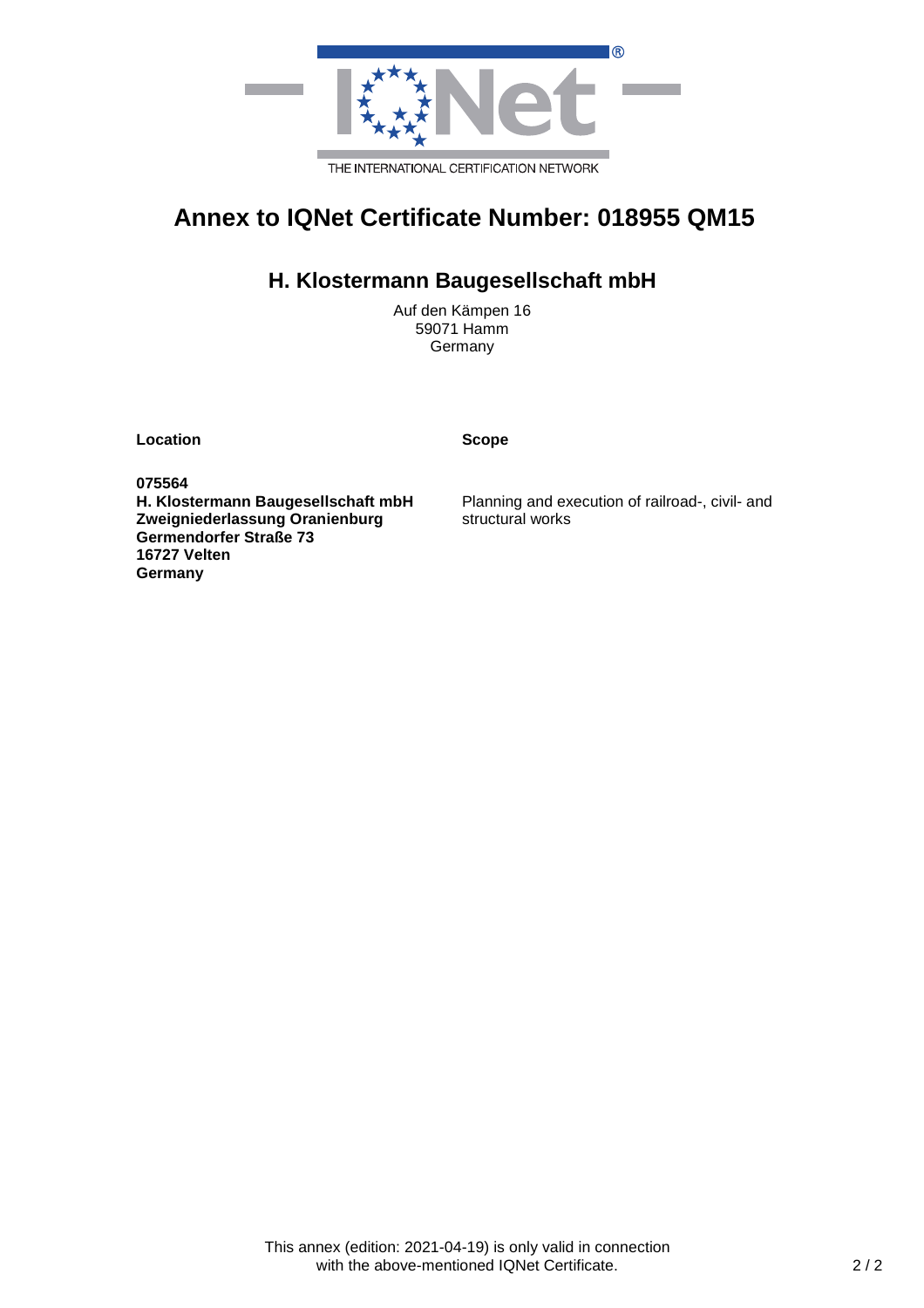THE INTERNATIONAL CERTIFICATION NETWORK

# Annex to IQNet Certificate Number: 018955 QM15

## H. Klostermann Baugesellschaft mbH

Auf den Kämpen 16
59071 Hamm
Germany

| Location | Scope |
| --- | --- |
| **075564**<br>**H. Klostermann Baugesellschaft mbH**<br>**Zweigniederlassung Oranienburg**<br>**Germendorfer Straße 73**<br>**16727 Velten**<br>**Germany** | Planning and execution of railroad-, civil- and structural works |

This annex (edition: 2021-04-19) is only valid in connection with the above-mentioned IQNet Certificate.